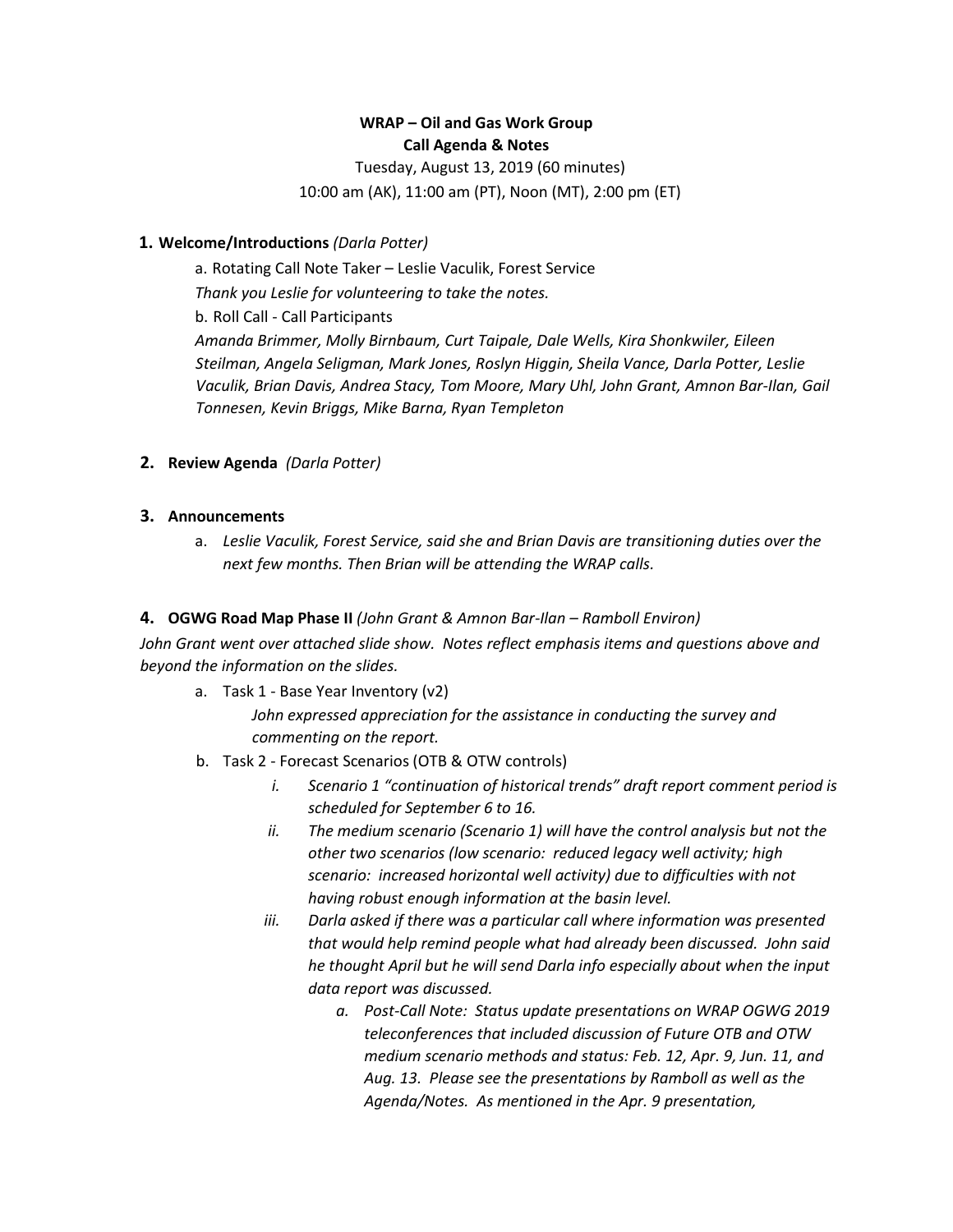**WRAP – Oil and Gas Work Group**
**Call Agenda & Notes**

Tuesday, August 13, 2019 (60 minutes)
10:00 am (AK), 11:00 am (PT), Noon (MT), 2:00 pm (ET)

**1. Welcome/Introductions** *(Darla Potter)*

a. Rotating Call Note Taker – Leslie Vaculik, Forest Service

*Thank you Leslie for volunteering to take the notes.*

b. Roll Call - Call Participants

*Amanda Brimmer, Molly Birnbaum, Curt Taipale, Dale Wells, Kira Shonkwiler, Eileen Steilman, Angela Seligman, Mark Jones, Roslyn Higgin, Sheila Vance, Darla Potter, Leslie Vaculik, Brian Davis, Andrea Stacy, Tom Moore, Mary Uhl, John Grant, Amnon Bar-Ilan, Gail Tonnesen, Kevin Briggs, Mike Barna, Ryan Templeton*

**2. Review Agenda** *(Darla Potter)*

**3. Announcements**

a. *Leslie Vaculik, Forest Service, said she and Brian Davis are transitioning duties over the next few months. Then Brian will be attending the WRAP calls.*

**4. OGWG Road Map Phase II** *(John Grant & Amnon Bar-Ilan – Ramboll Environ)*

*John Grant went over attached slide show. Notes reflect emphasis items and questions above and beyond the information on the slides.*

a. Task 1 - Base Year Inventory (v2)

*John expressed appreciation for the assistance in conducting the survey and commenting on the report.*

b. Task 2 - Forecast Scenarios (OTB & OTW controls)

i. *Scenario 1 "continuation of historical trends" draft report comment period is scheduled for September 6 to 16.*

ii. *The medium scenario (Scenario 1) will have the control analysis but not the other two scenarios (low scenario: reduced legacy well activity; high scenario: increased horizontal well activity) due to difficulties with not having robust enough information at the basin level.*

iii. *Darla asked if there was a particular call where information was presented that would help remind people what had already been discussed. John said he thought April but he will send Darla info especially about when the input data report was discussed.*

a. *Post-Call Note: Status update presentations on WRAP OGWG 2019 teleconferences that included discussion of Future OTB and OTW medium scenario methods and status: Feb. 12, Apr. 9, Jun. 11, and Aug. 13. Please see the presentations by Ramboll as well as the Agenda/Notes. As mentioned in the Apr. 9 presentation,*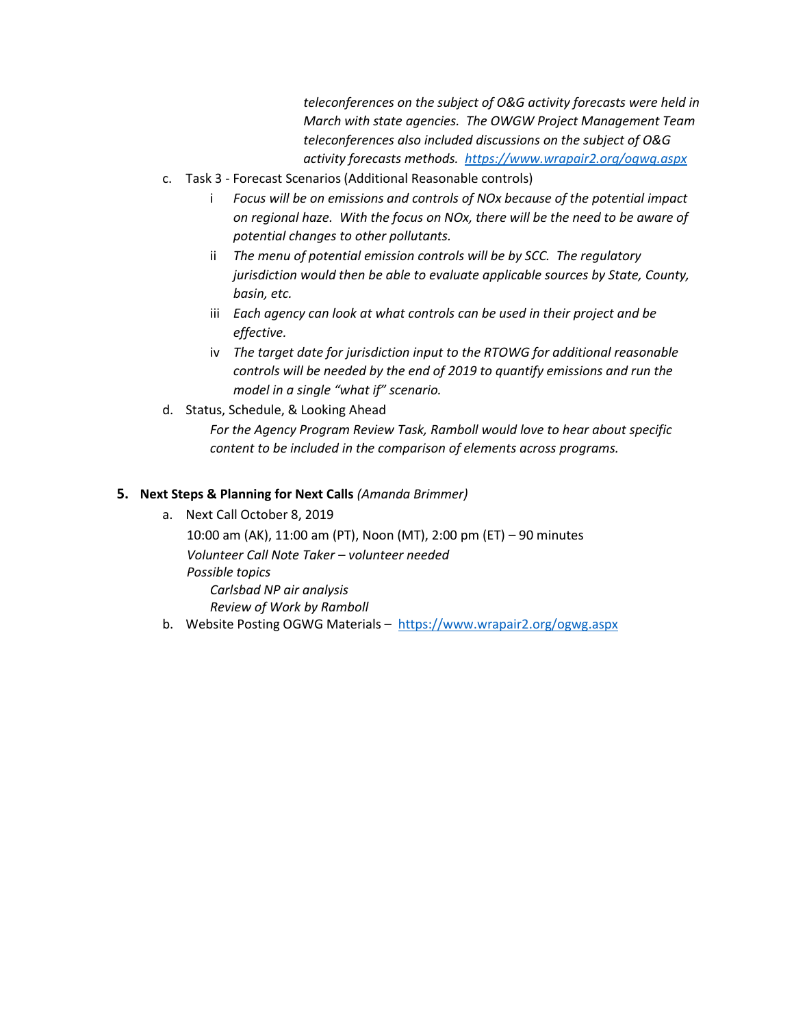*teleconferences on the subject of O&G activity forecasts were held in March with state agencies. The OWGW Project Management Team teleconferences also included discussions on the subject of O&G activity forecasts methods. [https://www.wrapair2.org/ogwg.aspx](https://www.wrapair2.org/ogwg.aspx)*

c. Task 3 - Forecast Scenarios (Additional Reasonable controls)
   - i *Focus will be on emissions and controls of NOx because of the potential impact on regional haze. With the focus on NOx, there will be the need to be aware of potential changes to other pollutants.*
   - ii *The menu of potential emission controls will be by SCC. The regulatory jurisdiction would then be able to evaluate applicable sources by State, County, basin, etc.*
   - iii *Each agency can look at what controls can be used in their project and be effective.*
   - iv *The target date for jurisdiction input to the RTOWG for additional reasonable controls will be needed by the end of 2019 to quantify emissions and run the model in a single "what if" scenario.*

d. Status, Schedule, & Looking Ahead

   *For the Agency Program Review Task, Ramboll would love to hear about specific content to be included in the comparison of elements across programs.*

## 5. Next Steps & Planning for Next Calls *(Amanda Brimmer)*

a. Next Call October 8, 2019

   10:00 am (AK), 11:00 am (PT), Noon (MT), 2:00 pm (ET) – 90 minutes

   *Volunteer Call Note Taker – volunteer needed*

   *Possible topics*

   *Carlsbad NP air analysis*

   *Review of Work by Ramboll*

b. Website Posting OGWG Materials – [https://www.wrapair2.org/ogwg.aspx](https://www.wrapair2.org/ogwg.aspx)